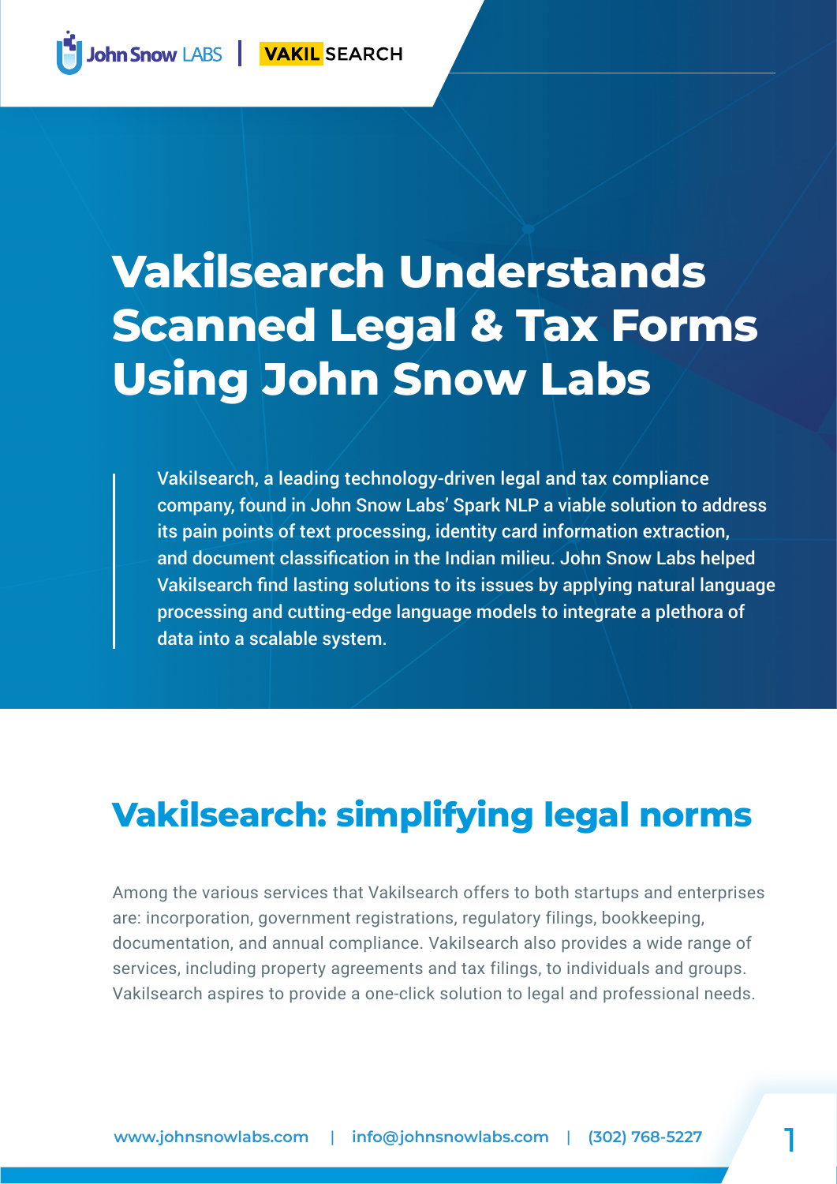# Vakilsearch Understands Scanned Legal & Tax Forms Using John Snow Labs

Vakilsearch, a leading technology-driven legal and tax compliance company, found in John Snow Labs' Spark NLP a viable solution to address its pain points of text processing, identity card information extraction, and document classification in the Indian milieu. John Snow Labs helped Vakilsearch find lasting solutions to its issues by applying natural language processing and cutting-edge language models to integrate a plethora of data into a scalable system.

## Vakilsearch: simplifying legal norms

Among the various services that Vakilsearch offers to both startups and enterprises are: incorporation, government registrations, regulatory filings, bookkeeping, documentation, and annual compliance. Vakilsearch also provides a wide range of services, including property agreements and tax filings, to individuals and groups. Vakilsearch aspires to provide a one-click solution to legal and professional needs.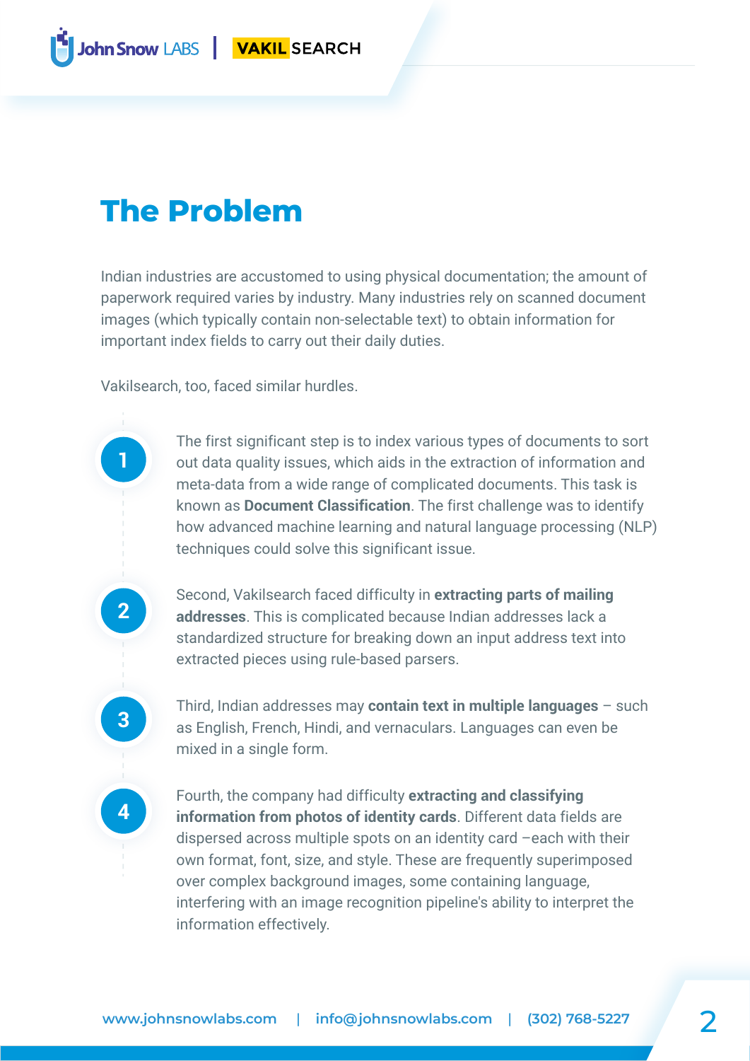# The Problem

Indian industries are accustomed to using physical documentation; the amount of paperwork required varies by industry. Many industries rely on scanned document images (which typically contain non-selectable text) to obtain information for important index fields to carry out their daily duties.

Vakilsearch, too, faced similar hurdles.

1. The first significant step is to index various types of documents to sort out data quality issues, which aids in the extraction of information and meta-data from a wide range of complicated documents. This task is known as **Document Classification**. The first challenge was to identify how advanced machine learning and natural language processing (NLP) techniques could solve this significant issue.

2. Second, Vakilsearch faced difficulty in **extracting parts of mailing addresses**. This is complicated because Indian addresses lack a standardized structure for breaking down an input address text into extracted pieces using rule-based parsers.

3. Third, Indian addresses may **contain text in multiple languages** – such as English, French, Hindi, and vernaculars. Languages can even be mixed in a single form.

4. Fourth, the company had difficulty **extracting and classifying information from photos of identity cards**. Different data fields are dispersed across multiple spots on an identity card –each with their own format, font, size, and style. These are frequently superimposed over complex background images, some containing language, interfering with an image recognition pipeline's ability to interpret the information effectively.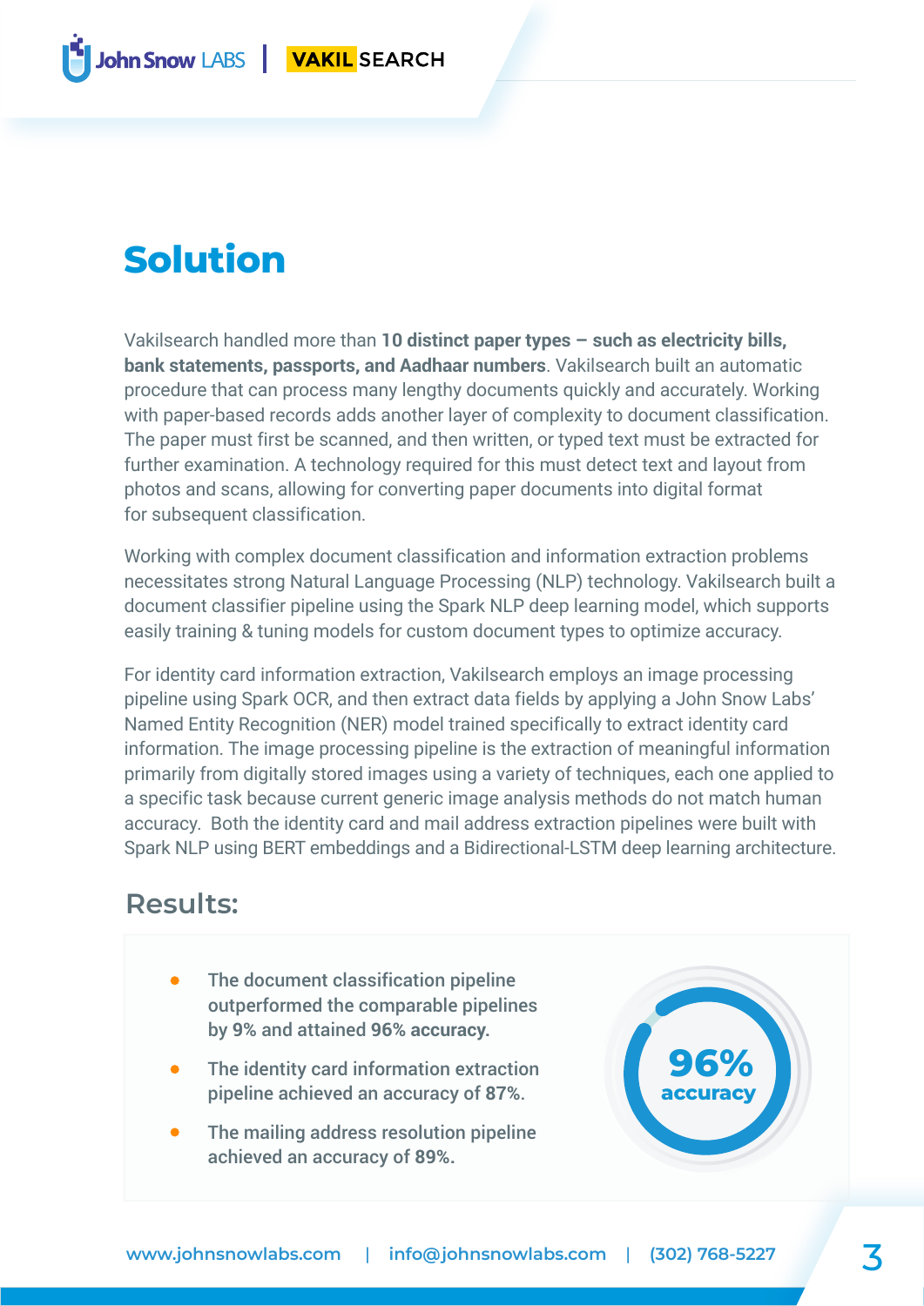# Solution

Vakilsearch handled more than **10 distinct paper types – such as electricity bills, bank statements, passports, and Aadhaar numbers**. Vakilsearch built an automatic procedure that can process many lengthy documents quickly and accurately. Working with paper-based records adds another layer of complexity to document classification. The paper must first be scanned, and then written, or typed text must be extracted for further examination. A technology required for this must detect text and layout from photos and scans, allowing for converting paper documents into digital format for subsequent classification.

Working with complex document classification and information extraction problems necessitates strong Natural Language Processing (NLP) technology. Vakilsearch built a document classifier pipeline using the Spark NLP deep learning model, which supports easily training & tuning models for custom document types to optimize accuracy.

For identity card information extraction, Vakilsearch employs an image processing pipeline using Spark OCR, and then extract data fields by applying a John Snow Labs' Named Entity Recognition (NER) model trained specifically to extract identity card information. The image processing pipeline is the extraction of meaningful information primarily from digitally stored images using a variety of techniques, each one applied to a specific task because current generic image analysis methods do not match human accuracy. Both the identity card and mail address extraction pipelines were built with Spark NLP using BERT embeddings and a Bidirectional-LSTM deep learning architecture.

## Results:

- The document classification pipeline outperformed the comparable pipelines by 9% and attained 96% accuracy.
- The identity card information extraction pipeline achieved an accuracy of 87%.
- The mailing address resolution pipeline achieved an accuracy of 89%.

**96% accuracy**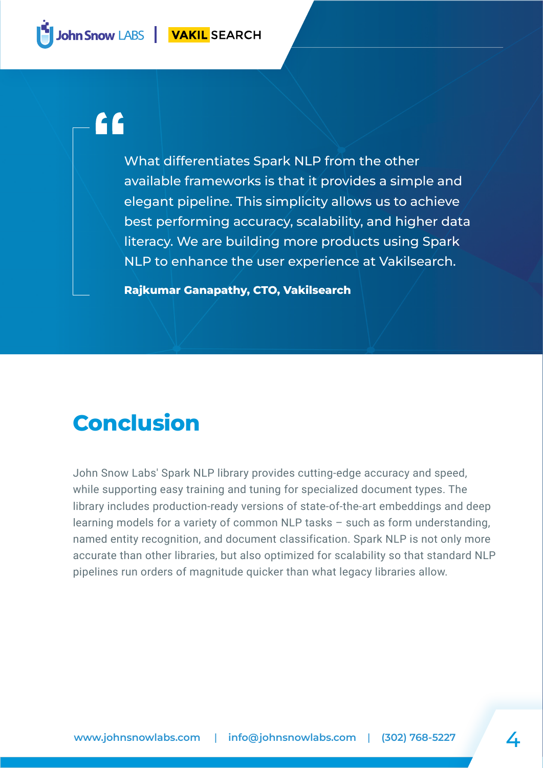> What differentiates Spark NLP from the other available frameworks is that it provides a simple and elegant pipeline. This simplicity allows us to achieve best performing accuracy, scalability, and higher data literacy. We are building more products using Spark NLP to enhance the user experience at Vakilsearch.
>
> **Rajkumar Ganapathy, CTO, Vakilsearch**

## Conclusion

John Snow Labs' Spark NLP library provides cutting-edge accuracy and speed, while supporting easy training and tuning for specialized document types. The library includes production-ready versions of state-of-the-art embeddings and deep learning models for a variety of common NLP tasks – such as form understanding, named entity recognition, and document classification. Spark NLP is not only more accurate than other libraries, but also optimized for scalability so that standard NLP pipelines run orders of magnitude quicker than what legacy libraries allow.